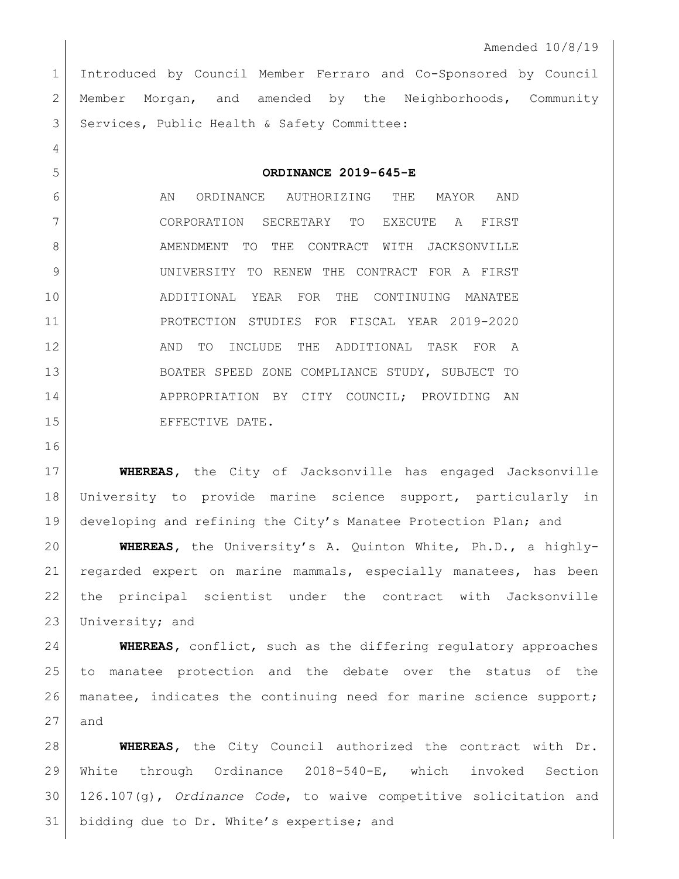Amended 10/8/19

Introduced by Council Member Ferraro and Co-Sponsored by Council Member Morgan, and amended by the Neighborhoods, Community Services, Public Health & Safety Committee:

**ORDINANCE 2019-645-E**

AN ORDINANCE AUTHORIZING THE MAYOR AND CORPORATION SECRETARY TO EXECUTE A FIRST AMENDMENT TO THE CONTRACT WITH JACKSONVILLE UNIVERSITY TO RENEW THE CONTRACT FOR A FIRST ADDITIONAL YEAR FOR THE CONTINUING MANATEE PROTECTION STUDIES FOR FISCAL YEAR 2019-2020 AND TO INCLUDE THE ADDITIONAL TASK FOR A BOATER SPEED ZONE COMPLIANCE STUDY, SUBJECT TO APPROPRIATION BY CITY COUNCIL; PROVIDING AN EFFECTIVE DATE.

**WHEREAS**, the City of Jacksonville has engaged Jacksonville University to provide marine science support, particularly in developing and refining the City's Manatee Protection Plan; and

**WHEREAS**, the University's A. Quinton White, Ph.D., a highly-regarded expert on marine mammals, especially manatees, has been the principal scientist under the contract with Jacksonville University; and

**WHEREAS**, conflict, such as the differing regulatory approaches to manatee protection and the debate over the status of the manatee, indicates the continuing need for marine science support; and

**WHEREAS**, the City Council authorized the contract with Dr. White through Ordinance 2018-540-E, which invoked Section 126.107(g), *Ordinance Code*, to waive competitive solicitation and bidding due to Dr. White's expertise; and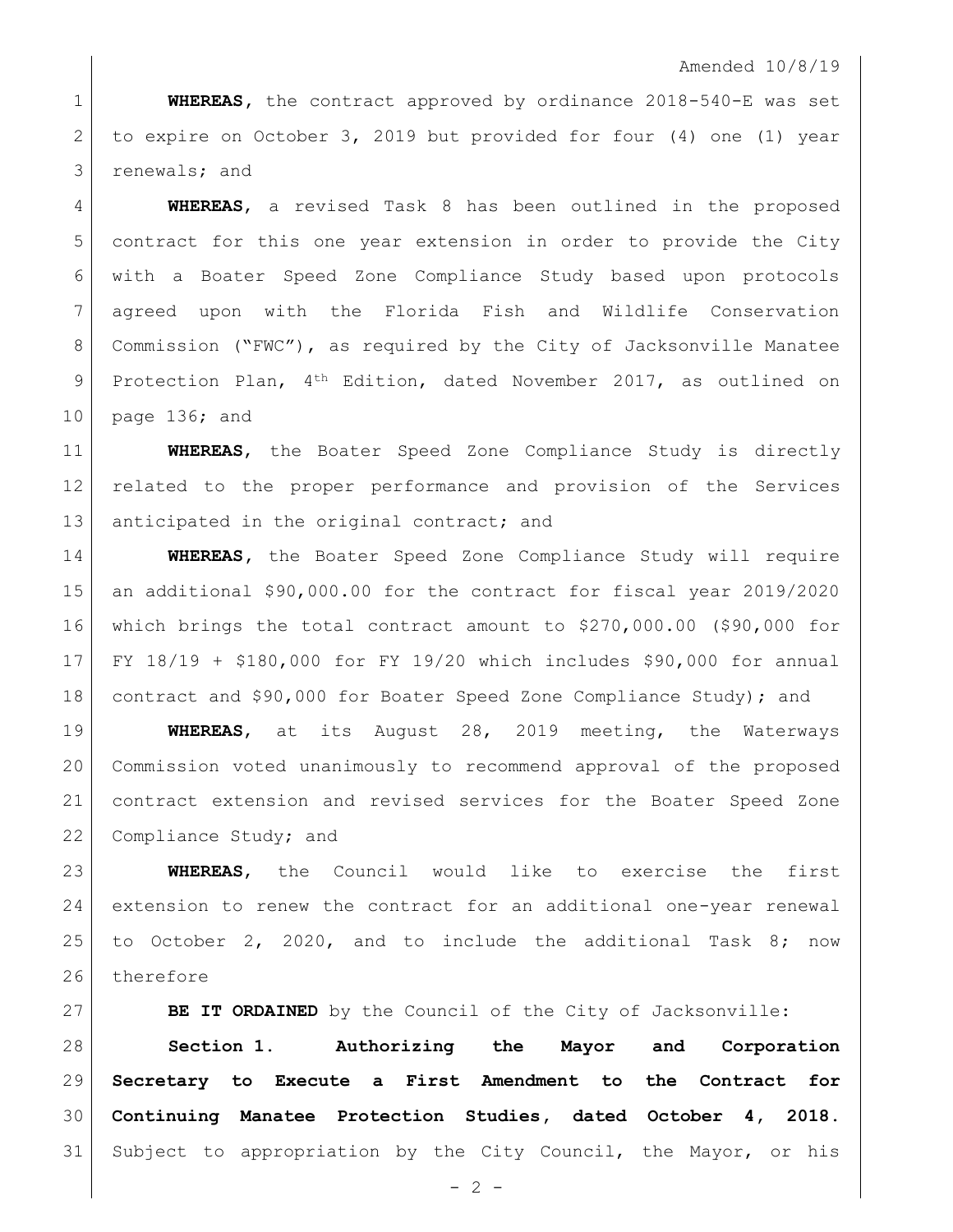Amended 10/8/19

**WHEREAS**, the contract approved by ordinance 2018-540-E was set to expire on October 3, 2019 but provided for four (4) one (1) year renewals; and

**WHEREAS**, a revised Task 8 has been outlined in the proposed contract for this one year extension in order to provide the City with a Boater Speed Zone Compliance Study based upon protocols agreed upon with the Florida Fish and Wildlife Conservation Commission ("FWC"), as required by the City of Jacksonville Manatee Protection Plan, 4th Edition, dated November 2017, as outlined on page 136; and

**WHEREAS**, the Boater Speed Zone Compliance Study is directly related to the proper performance and provision of the Services anticipated in the original contract; and

**WHEREAS**, the Boater Speed Zone Compliance Study will require an additional $90,000.00 for the contract for fiscal year 2019/2020 which brings the total contract amount to $270,000.00 ($90,000 for FY 18/19 + $180,000 for FY 19/20 which includes $90,000 for annual contract and $90,000 for Boater Speed Zone Compliance Study); and

**WHEREAS**, at its August 28, 2019 meeting, the Waterways Commission voted unanimously to recommend approval of the proposed contract extension and revised services for the Boater Speed Zone Compliance Study; and

**WHEREAS**, the Council would like to exercise the first extension to renew the contract for an additional one-year renewal to October 2, 2020, and to include the additional Task 8; now therefore

**BE IT ORDAINED** by the Council of the City of Jacksonville:

**Section 1. Authorizing the Mayor and Corporation Secretary to Execute a First Amendment to the Contract for Continuing Manatee Protection Studies, dated October 4, 2018.** Subject to appropriation by the City Council, the Mayor, or his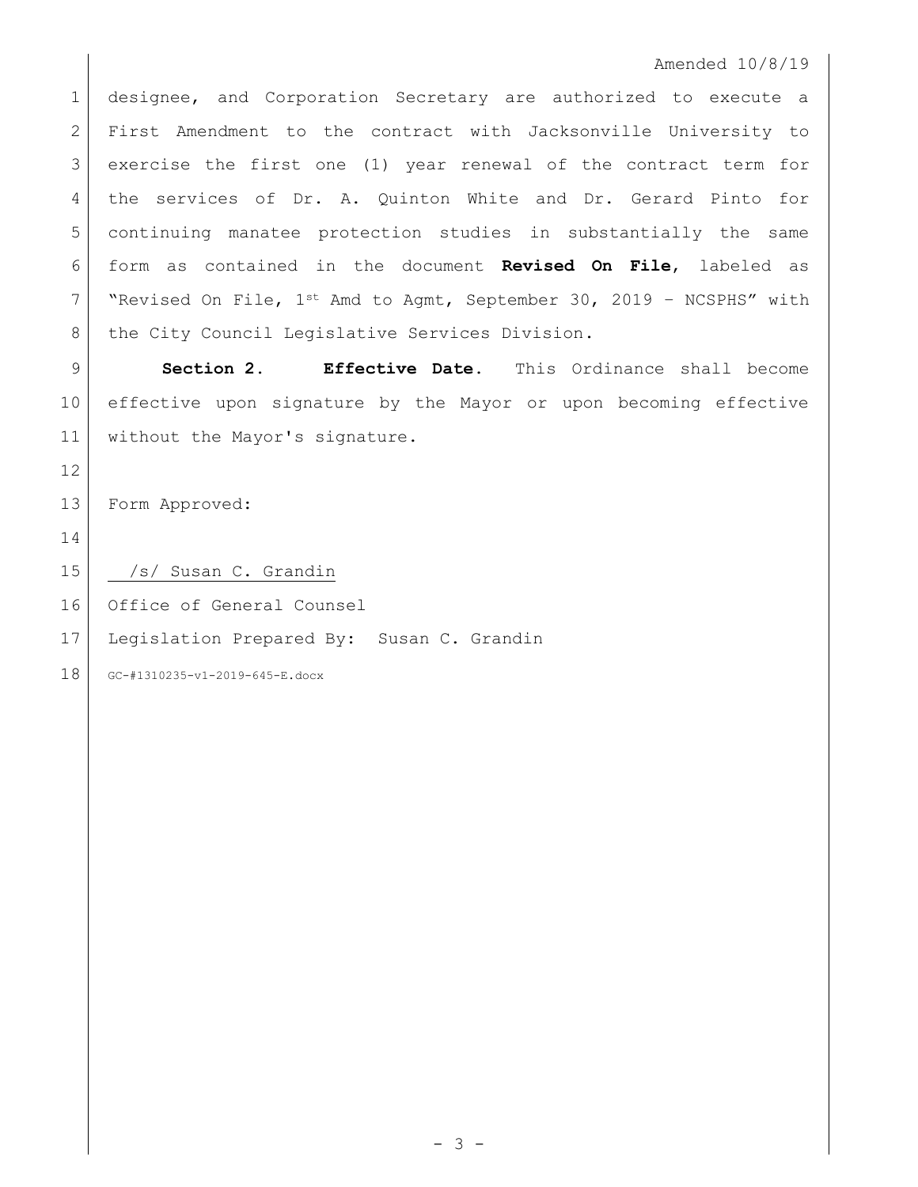Amended 10/8/19

designee, and Corporation Secretary are authorized to execute a First Amendment to the contract with Jacksonville University to exercise the first one (1) year renewal of the contract term for the services of Dr. A. Quinton White and Dr. Gerard Pinto for continuing manatee protection studies in substantially the same form as contained in the document **Revised On File**, labeled as "Revised On File, 1st Amd to Agmt, September 30, 2019 – NCSPHS" with the City Council Legislative Services Division.

**Section 2. Effective Date.** This Ordinance shall become effective upon signature by the Mayor or upon becoming effective without the Mayor's signature.

Form Approved:

/s/ Susan C. Grandin

Office of General Counsel

Legislation Prepared By: Susan C. Grandin

GC-#1310235-v1-2019-645-E.docx